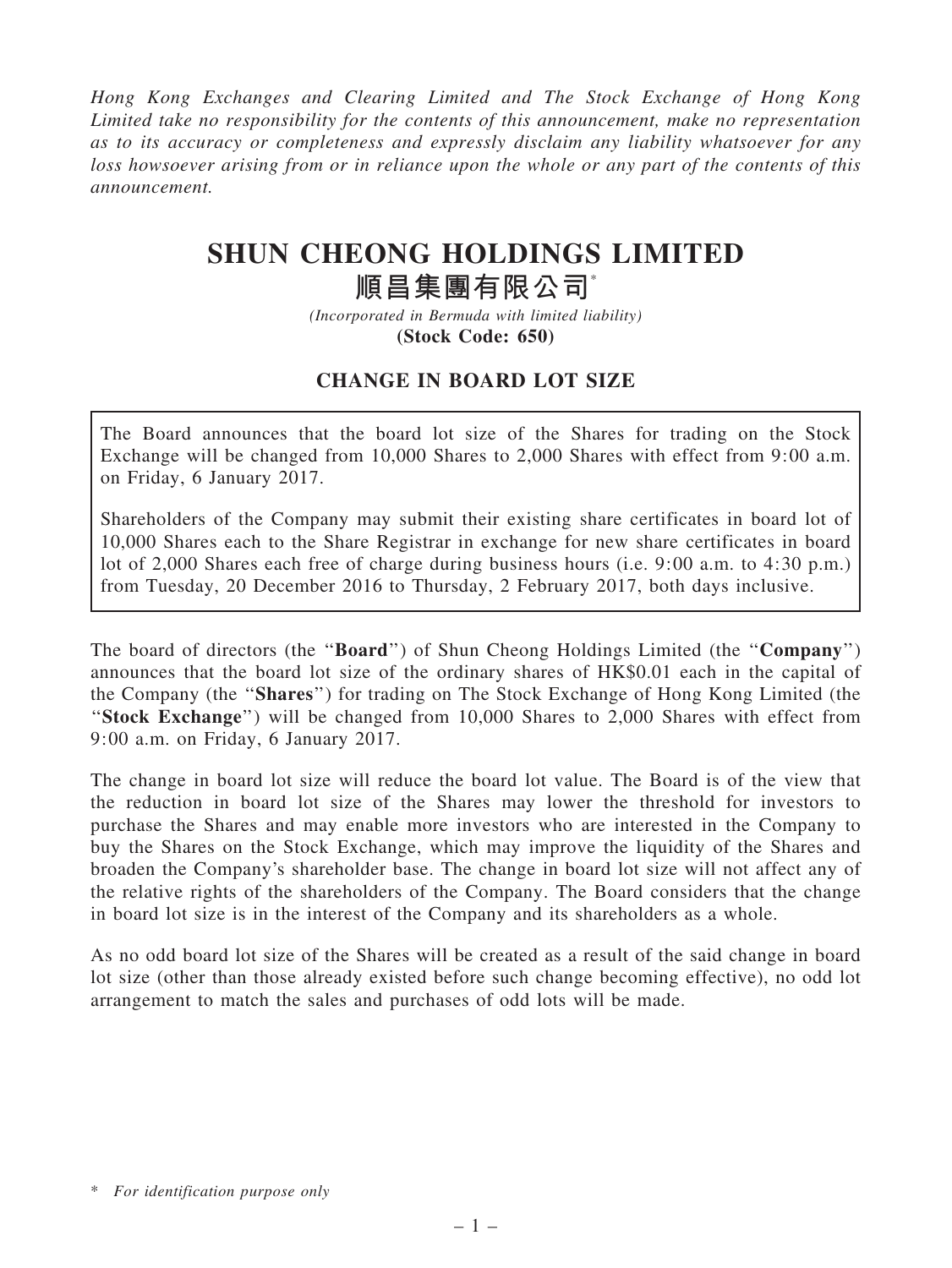*Hong Kong Exchanges and Clearing Limited and The Stock Exchange of Hong Kong Limited take no responsibility for the contents of this announcement, make no representation as to its accuracy or completeness and expressly disclaim any liability whatsoever for any loss howsoever arising from or in reliance upon the whole or any part of the contents of this announcement.*

# SHUN CHEONG HOLDINGS LIMITED
# 順昌集團有限公司*

*(Incorporated in Bermuda with limited liability)*
**(Stock Code: 650)**

## CHANGE IN BOARD LOT SIZE

The Board announces that the board lot size of the Shares for trading on the Stock Exchange will be changed from 10,000 Shares to 2,000 Shares with effect from 9:00 a.m. on Friday, 6 January 2017.

Shareholders of the Company may submit their existing share certificates in board lot of 10,000 Shares each to the Share Registrar in exchange for new share certificates in board lot of 2,000 Shares each free of charge during business hours (i.e. 9:00 a.m. to 4:30 p.m.) from Tuesday, 20 December 2016 to Thursday, 2 February 2017, both days inclusive.

The board of directors (the "**Board**") of Shun Cheong Holdings Limited (the "**Company**") announces that the board lot size of the ordinary shares of HK$0.01 each in the capital of the Company (the "**Shares**") for trading on The Stock Exchange of Hong Kong Limited (the "**Stock Exchange**") will be changed from 10,000 Shares to 2,000 Shares with effect from 9:00 a.m. on Friday, 6 January 2017.

The change in board lot size will reduce the board lot value. The Board is of the view that the reduction in board lot size of the Shares may lower the threshold for investors to purchase the Shares and may enable more investors who are interested in the Company to buy the Shares on the Stock Exchange, which may improve the liquidity of the Shares and broaden the Company's shareholder base. The change in board lot size will not affect any of the relative rights of the shareholders of the Company. The Board considers that the change in board lot size is in the interest of the Company and its shareholders as a whole.

As no odd board lot size of the Shares will be created as a result of the said change in board lot size (other than those already existed before such change becoming effective), no odd lot arrangement to match the sales and purchases of odd lots will be made.

\* *For identification purpose only*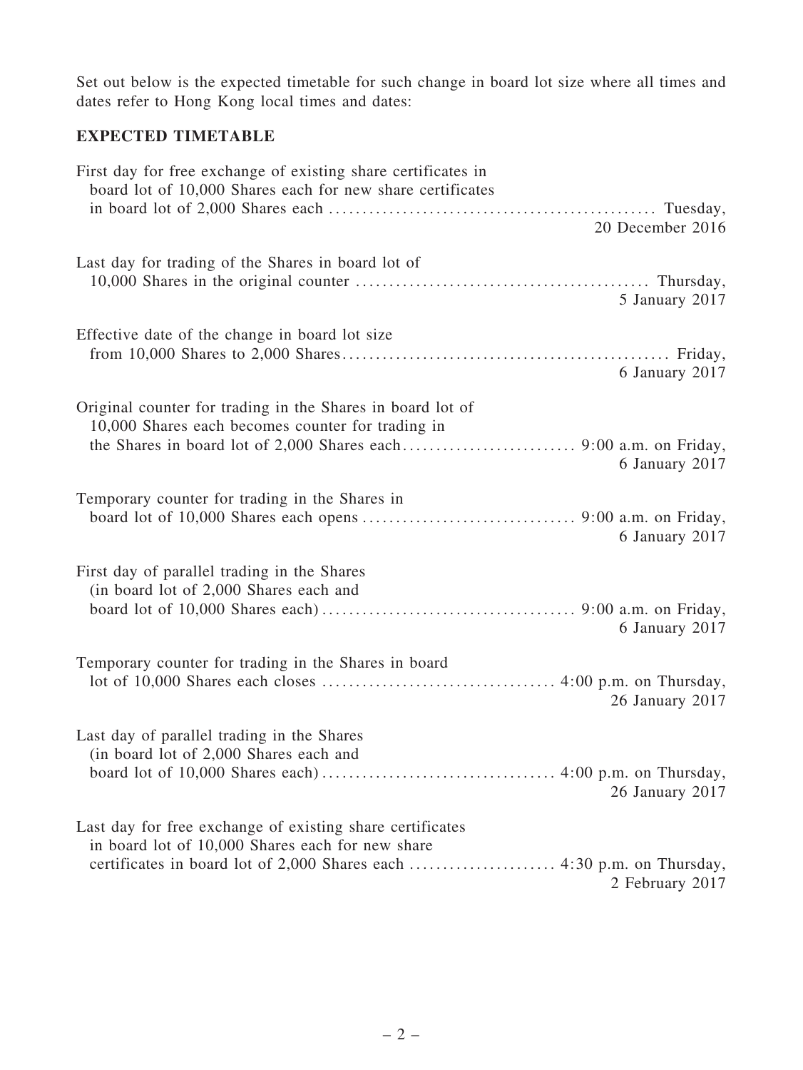Set out below is the expected timetable for such change in board lot size where all times and dates refer to Hong Kong local times and dates:

**EXPECTED TIMETABLE**

| Event | Date |
| --- | --- |
| First day for free exchange of existing share certificates in board lot of 10,000 Shares each for new share certificates in board lot of 2,000 Shares each | Tuesday, 20 December 2016 |
| Last day for trading of the Shares in board lot of 10,000 Shares in the original counter | Thursday, 5 January 2017 |
| Effective date of the change in board lot size from 10,000 Shares to 2,000 Shares | Friday, 6 January 2017 |
| Original counter for trading in the Shares in board lot of 10,000 Shares each becomes counter for trading in the Shares in board lot of 2,000 Shares each | 9:00 a.m. on Friday, 6 January 2017 |
| Temporary counter for trading in the Shares in board lot of 10,000 Shares each opens | 9:00 a.m. on Friday, 6 January 2017 |
| First day of parallel trading in the Shares (in board lot of 2,000 Shares each and board lot of 10,000 Shares each) | 9:00 a.m. on Friday, 6 January 2017 |
| Temporary counter for trading in the Shares in board lot of 10,000 Shares each closes | 4:00 p.m. on Thursday, 26 January 2017 |
| Last day of parallel trading in the Shares (in board lot of 2,000 Shares each and board lot of 10,000 Shares each) | 4:00 p.m. on Thursday, 26 January 2017 |
| Last day for free exchange of existing share certificates in board lot of 10,000 Shares each for new share certificates in board lot of 2,000 Shares each | 4:30 p.m. on Thursday, 2 February 2017 |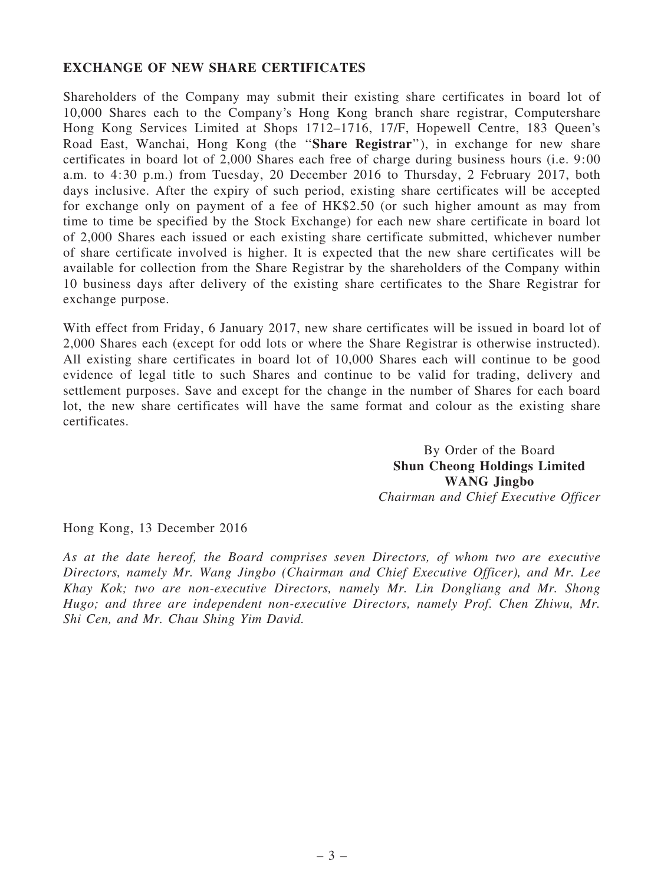## EXCHANGE OF NEW SHARE CERTIFICATES

Shareholders of the Company may submit their existing share certificates in board lot of 10,000 Shares each to the Company's Hong Kong branch share registrar, Computershare Hong Kong Services Limited at Shops 1712–1716, 17/F, Hopewell Centre, 183 Queen's Road East, Wanchai, Hong Kong (the "**Share Registrar**"), in exchange for new share certificates in board lot of 2,000 Shares each free of charge during business hours (i.e. 9:00 a.m. to 4:30 p.m.) from Tuesday, 20 December 2016 to Thursday, 2 February 2017, both days inclusive. After the expiry of such period, existing share certificates will be accepted for exchange only on payment of a fee of HK$2.50 (or such higher amount as may from time to time be specified by the Stock Exchange) for each new share certificate in board lot of 2,000 Shares each issued or each existing share certificate submitted, whichever number of share certificate involved is higher. It is expected that the new share certificates will be available for collection from the Share Registrar by the shareholders of the Company within 10 business days after delivery of the existing share certificates to the Share Registrar for exchange purpose.

With effect from Friday, 6 January 2017, new share certificates will be issued in board lot of 2,000 Shares each (except for odd lots or where the Share Registrar is otherwise instructed). All existing share certificates in board lot of 10,000 Shares each will continue to be good evidence of legal title to such Shares and continue to be valid for trading, delivery and settlement purposes. Save and except for the change in the number of Shares for each board lot, the new share certificates will have the same format and colour as the existing share certificates.

By Order of the Board
**Shun Cheong Holdings Limited**
**WANG Jingbo**
*Chairman and Chief Executive Officer*

Hong Kong, 13 December 2016

*As at the date hereof, the Board comprises seven Directors, of whom two are executive Directors, namely Mr. Wang Jingbo (Chairman and Chief Executive Officer), and Mr. Lee Khay Kok; two are non-executive Directors, namely Mr. Lin Dongliang and Mr. Shong Hugo; and three are independent non-executive Directors, namely Prof. Chen Zhiwu, Mr. Shi Cen, and Mr. Chau Shing Yim David.*